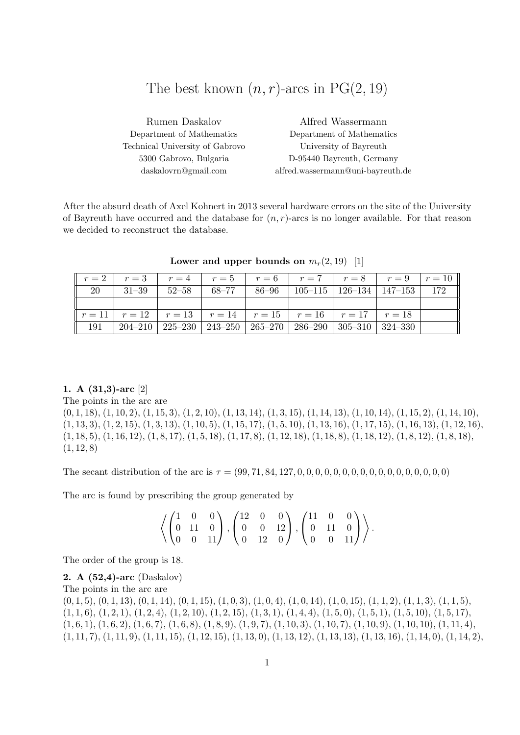# The best known $(n, r)$-arcs in PG(2, 19)

Rumen Daskalov
Department of Mathematics
Technical University of Gabrovo
5300 Gabrovo, Bulgaria
daskalovrn@gmail.com

Alfred Wassermann
Department of Mathematics
University of Bayreuth
D-95440 Bayreuth, Germany
alfred.wassermann@uni-bayreuth.de

After the absurd death of Axel Kohnert in 2013 several hardware errors on the site of the University of Bayreuth have occurred and the database for $(n, r)$-arcs is no longer available. For that reason we decided to reconstruct the database.

**Lower and upper bounds on $m_r(2, 19)$** [1]

| $r = 2$ | $r = 3$ | $r = 4$ | $r = 5$ | $r = 6$ | $r = 7$ | $r = 8$ | $r = 9$ | $r = 10$ |
|---|---|---|---|---|---|---|---|---|
| 20 | 31–39 | 52–58 | 68–77 | 86–96 | 105–115 | 126–134 | 147–153 | 172 |
| | | | | | | | | |
| $r = 11$ | $r = 12$ | $r = 13$ | $r = 14$ | $r = 15$ | $r = 16$ | $r = 17$ | $r = 18$ | |
| 191 | 204–210 | 225–230 | 243–250 | 265–270 | 286–290 | 305–310 | 324–330 | |

**1. A (31,3)-arc** [2]

The points in the arc are

(0, 1, 18), (1, 10, 2), (1, 15, 3), (1, 2, 10), (1, 13, 14), (1, 3, 15), (1, 14, 13), (1, 10, 14), (1, 15, 2), (1, 14, 10), (1, 13, 3), (1, 2, 15), (1, 3, 13), (1, 10, 5), (1, 15, 17), (1, 5, 10), (1, 13, 16), (1, 17, 15), (1, 16, 13), (1, 12, 16), (1, 18, 5), (1, 16, 12), (1, 8, 17), (1, 5, 18), (1, 17, 8), (1, 12, 18), (1, 18, 8), (1, 18, 12), (1, 8, 12), (1, 8, 18), (1, 12, 8)

The secant distribution of the arc is $\tau = (99, 71, 84, 127, 0, 0, 0, 0, 0, 0, 0, 0, 0, 0, 0, 0, 0, 0, 0, 0)$

The arc is found by prescribing the group generated by

$$\left\langle \begin{pmatrix} 1 & 0 & 0 \\ 0 & 11 & 0 \\ 0 & 0 & 11 \end{pmatrix}, \begin{pmatrix} 12 & 0 & 0 \\ 0 & 0 & 12 \\ 0 & 12 & 0 \end{pmatrix}, \begin{pmatrix} 11 & 0 & 0 \\ 0 & 11 & 0 \\ 0 & 0 & 11 \end{pmatrix} \right\rangle.$$

The order of the group is 18.

**2. A (52,4)-arc** (Daskalov)

The points in the arc are

(0, 1, 5), (0, 1, 13), (0, 1, 14), (0, 1, 15), (1, 0, 3), (1, 0, 4), (1, 0, 14), (1, 0, 15), (1, 1, 2), (1, 1, 3), (1, 1, 5), (1, 1, 6), (1, 2, 1), (1, 2, 4), (1, 2, 10), (1, 2, 15), (1, 3, 1), (1, 4, 4), (1, 5, 0), (1, 5, 1), (1, 5, 10), (1, 5, 17), (1, 6, 1), (1, 6, 2), (1, 6, 7), (1, 6, 8), (1, 8, 9), (1, 9, 7), (1, 10, 3), (1, 10, 7), (1, 10, 9), (1, 10, 10), (1, 11, 4), (1, 11, 7), (1, 11, 9), (1, 11, 15), (1, 12, 15), (1, 13, 0), (1, 13, 12), (1, 13, 13), (1, 13, 16), (1, 14, 0), (1, 14, 2),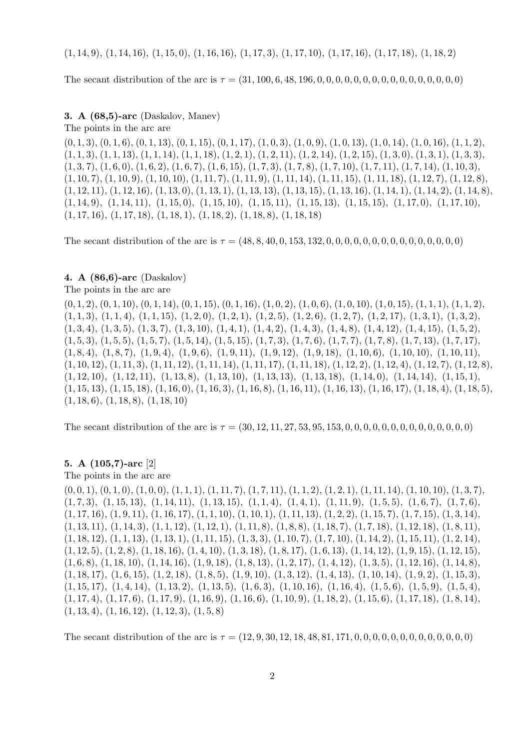$(1,14,9)$, $(1,14,16)$, $(1,15,0)$, $(1,16,16)$, $(1,17,3)$, $(1,17,10)$, $(1,17,16)$, $(1,17,18)$, $(1,18,2)$

The secant distribution of the arc is $\tau = (31,100,6,48,196,0,0,0,0,0,0,0,0,0,0,0,0,0,0,0)$

**3. A (68,5)-arc** (Daskalov, Manev)

The points in the arc are

$(0,1,3)$, $(0,1,6)$, $(0,1,13)$, $(0,1,15)$, $(0,1,17)$, $(1,0,3)$, $(1,0,9)$, $(1,0,13)$, $(1,0,14)$, $(1,0,16)$, $(1,1,2)$, $(1,1,3)$, $(1,1,13)$, $(1,1,14)$, $(1,1,18)$, $(1,2,1)$, $(1,2,11)$, $(1,2,14)$, $(1,2,15)$, $(1,3,0)$, $(1,3,1)$, $(1,3,3)$, $(1,3,7)$, $(1,6,0)$, $(1,6,2)$, $(1,6,7)$, $(1,6,15)$, $(1,7,3)$, $(1,7,8)$, $(1,7,10)$, $(1,7,11)$, $(1,7,14)$, $(1,10,3)$, $(1,10,7)$, $(1,10,9)$, $(1,10,10)$, $(1,11,7)$, $(1,11,9)$, $(1,11,14)$, $(1,11,15)$, $(1,11,18)$, $(1,12,7)$, $(1,12,8)$, $(1,12,11)$, $(1,12,16)$, $(1,13,0)$, $(1,13,1)$, $(1,13,13)$, $(1,13,15)$, $(1,13,16)$, $(1,14,1)$, $(1,14,2)$, $(1,14,8)$, $(1,14,9)$, $(1,14,11)$, $(1,15,0)$, $(1,15,10)$, $(1,15,11)$, $(1,15,13)$, $(1,15,15)$, $(1,17,0)$, $(1,17,10)$, $(1,17,16)$, $(1,17,18)$, $(1,18,1)$, $(1,18,2)$, $(1,18,8)$, $(1,18,18)$

The secant distribution of the arc is $\tau = (48,8,40,0,153,132,0,0,0,0,0,0,0,0,0,0,0,0,0,0)$

**4. A (86,6)-arc** (Daskalov)

The points in the arc are

$(0,1,2)$, $(0,1,10)$, $(0,1,14)$, $(0,1,15)$, $(0,1,16)$, $(1,0,2)$, $(1,0,6)$, $(1,0,10)$, $(1,0,15)$, $(1,1,1)$, $(1,1,2)$, $(1,1,3)$, $(1,1,4)$, $(1,1,15)$, $(1,2,0)$, $(1,2,1)$, $(1,2,5)$, $(1,2,6)$, $(1,2,7)$, $(1,2,17)$, $(1,3,1)$, $(1,3,2)$, $(1,3,4)$, $(1,3,5)$, $(1,3,7)$, $(1,3,10)$, $(1,4,1)$, $(1,4,2)$, $(1,4,3)$, $(1,4,8)$, $(1,4,12)$, $(1,4,15)$, $(1,5,2)$, $(1,5,3)$, $(1,5,5)$, $(1,5,7)$, $(1,5,14)$, $(1,5,15)$, $(1,7,3)$, $(1,7,6)$, $(1,7,7)$, $(1,7,8)$, $(1,7,13)$, $(1,7,17)$, $(1,8,4)$, $(1,8,7)$, $(1,9,4)$, $(1,9,6)$, $(1,9,11)$, $(1,9,12)$, $(1,9,18)$, $(1,10,6)$, $(1,10,10)$, $(1,10,11)$, $(1,10,12)$, $(1,11,3)$, $(1,11,12)$, $(1,11,14)$, $(1,11,17)$, $(1,11,18)$, $(1,12,2)$, $(1,12,4)$, $(1,12,7)$, $(1,12,8)$, $(1,12,10)$, $(1,12,11)$, $(1,13,8)$, $(1,13,10)$, $(1,13,13)$, $(1,13,18)$, $(1,14,0)$, $(1,14,14)$, $(1,15,1)$, $(1,15,13)$, $(1,15,18)$, $(1,16,0)$, $(1,16,3)$, $(1,16,8)$, $(1,16,11)$, $(1,16,13)$, $(1,16,17)$, $(1,18,4)$, $(1,18,5)$, $(1,18,6)$, $(1,18,8)$, $(1,18,10)$

The secant distribution of the arc is $\tau = (30,12,11,27,53,95,153,0,0,0,0,0,0,0,0,0,0,0,0,0)$

**5. A (105,7)-arc** [2]

The points in the arc are

$(0,0,1)$, $(0,1,0)$, $(1,0,0)$, $(1,1,1)$, $(1,11,7)$, $(1,7,11)$, $(1,1,2)$, $(1,2,1)$, $(1,11,14)$, $(1,10,10)$, $(1,3,7)$, $(1,7,3)$, $(1,15,13)$, $(1,14,11)$, $(1,13,15)$, $(1,1,4)$, $(1,4,1)$, $(1,11,9)$, $(1,5,5)$, $(1,6,7)$, $(1,7,6)$, $(1,17,16)$, $(1,9,11)$, $(1,16,17)$, $(1,1,10)$, $(1,10,1)$, $(1,11,13)$, $(1,2,2)$, $(1,15,7)$, $(1,7,15)$, $(1,3,14)$, $(1,13,11)$, $(1,14,3)$, $(1,1,12)$, $(1,12,1)$, $(1,11,8)$, $(1,8,8)$, $(1,18,7)$, $(1,7,18)$, $(1,12,18)$, $(1,8,11)$, $(1,18,12)$, $(1,1,13)$, $(1,13,1)$, $(1,11,15)$, $(1,3,3)$, $(1,10,7)$, $(1,7,10)$, $(1,14,2)$, $(1,15,11)$, $(1,2,14)$, $(1,12,5)$, $(1,2,8)$, $(1,18,16)$, $(1,4,10)$, $(1,3,18)$, $(1,8,17)$, $(1,6,13)$, $(1,14,12)$, $(1,9,15)$, $(1,12,15)$, $(1,6,8)$, $(1,18,10)$, $(1,14,16)$, $(1,9,18)$, $(1,8,13)$, $(1,2,17)$, $(1,4,12)$, $(1,3,5)$, $(1,12,16)$, $(1,14,8)$, $(1,18,17)$, $(1,6,15)$, $(1,2,18)$, $(1,8,5)$, $(1,9,10)$, $(1,3,12)$, $(1,4,13)$, $(1,10,14)$, $(1,9,2)$, $(1,15,3)$, $(1,15,17)$, $(1,4,14)$, $(1,13,2)$, $(1,13,5)$, $(1,6,3)$, $(1,10,16)$, $(1,16,4)$, $(1,5,6)$, $(1,5,9)$, $(1,5,4)$, $(1,17,4)$, $(1,17,6)$, $(1,17,9)$, $(1,16,9)$, $(1,16,6)$, $(1,10,9)$, $(1,18,2)$, $(1,15,6)$, $(1,17,18)$, $(1,8,14)$, $(1,13,4)$, $(1,16,12)$, $(1,12,3)$, $(1,5,8)$

The secant distribution of the arc is $\tau = (12,9,30,12,18,48,81,171,0,0,0,0,0,0,0,0,0,0,0,0)$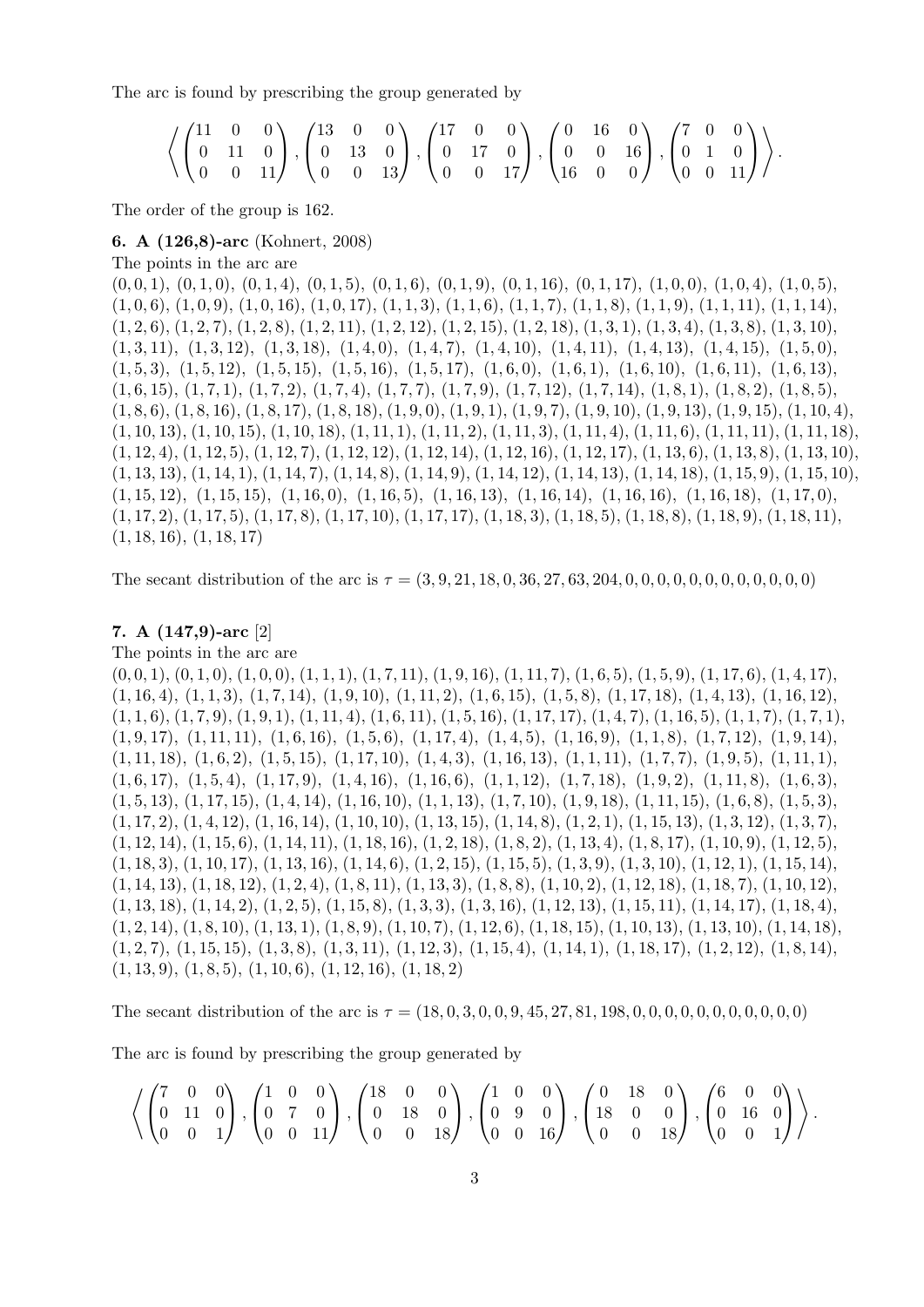The arc is found by prescribing the group generated by

$$\left\langle \begin{pmatrix}11 & 0 & 0\\ 0 & 11 & 0\\ 0 & 0 & 11\end{pmatrix}, \begin{pmatrix}13 & 0 & 0\\ 0 & 13 & 0\\ 0 & 0 & 13\end{pmatrix}, \begin{pmatrix}17 & 0 & 0\\ 0 & 17 & 0\\ 0 & 0 & 17\end{pmatrix}, \begin{pmatrix}0 & 16 & 0\\ 0 & 0 & 16\\ 16 & 0 & 0\end{pmatrix}, \begin{pmatrix}7 & 0 & 0\\ 0 & 1 & 0\\ 0 & 0 & 11\end{pmatrix} \right\rangle.$$

The order of the group is 162.

**6. A (126,8)-arc** (Kohnert, 2008)

The points in the arc are

$(0,0,1)$, $(0,1,0)$, $(0,1,4)$, $(0,1,5)$, $(0,1,6)$, $(0,1,9)$, $(0,1,16)$, $(0,1,17)$, $(1,0,0)$, $(1,0,4)$, $(1,0,5)$, $(1,0,6)$, $(1,0,9)$, $(1,0,16)$, $(1,0,17)$, $(1,1,3)$, $(1,1,6)$, $(1,1,7)$, $(1,1,8)$, $(1,1,9)$, $(1,1,11)$, $(1,1,14)$, $(1,2,6)$, $(1,2,7)$, $(1,2,8)$, $(1,2,11)$, $(1,2,12)$, $(1,2,15)$, $(1,2,18)$, $(1,3,1)$, $(1,3,4)$, $(1,3,8)$, $(1,3,10)$, $(1,3,11)$, $(1,3,12)$, $(1,3,18)$, $(1,4,0)$, $(1,4,7)$, $(1,4,10)$, $(1,4,11)$, $(1,4,13)$, $(1,4,15)$, $(1,5,0)$, $(1,5,3)$, $(1,5,12)$, $(1,5,15)$, $(1,5,16)$, $(1,5,17)$, $(1,6,0)$, $(1,6,1)$, $(1,6,10)$, $(1,6,11)$, $(1,6,13)$, $(1,6,15)$, $(1,7,1)$, $(1,7,2)$, $(1,7,4)$, $(1,7,7)$, $(1,7,9)$, $(1,7,12)$, $(1,7,14)$, $(1,8,1)$, $(1,8,2)$, $(1,8,5)$, $(1,8,6)$, $(1,8,16)$, $(1,8,17)$, $(1,8,18)$, $(1,9,0)$, $(1,9,1)$, $(1,9,7)$, $(1,9,10)$, $(1,9,13)$, $(1,9,15)$, $(1,10,4)$, $(1,10,13)$, $(1,10,15)$, $(1,10,18)$, $(1,11,1)$, $(1,11,2)$, $(1,11,3)$, $(1,11,4)$, $(1,11,6)$, $(1,11,11)$, $(1,11,18)$, $(1,12,4)$, $(1,12,5)$, $(1,12,7)$, $(1,12,12)$, $(1,12,14)$, $(1,12,16)$, $(1,12,17)$, $(1,13,6)$, $(1,13,8)$, $(1,13,10)$, $(1,13,13)$, $(1,14,1)$, $(1,14,7)$, $(1,14,8)$, $(1,14,9)$, $(1,14,12)$, $(1,14,13)$, $(1,14,18)$, $(1,15,9)$, $(1,15,10)$, $(1,15,12)$, $(1,15,15)$, $(1,16,0)$, $(1,16,5)$, $(1,16,13)$, $(1,16,14)$, $(1,16,16)$, $(1,16,18)$, $(1,17,0)$, $(1,17,2)$, $(1,17,5)$, $(1,17,8)$, $(1,17,10)$, $(1,17,17)$, $(1,18,3)$, $(1,18,5)$, $(1,18,8)$, $(1,18,9)$, $(1,18,11)$, $(1,18,16)$, $(1,18,17)$

The secant distribution of the arc is $\tau = (3,9,21,18,0,36,27,63,204,0,0,0,0,0,0,0,0,0,0,0)$

**7. A (147,9)-arc** [2]

The points in the arc are

$(0,0,1)$, $(0,1,0)$, $(1,0,0)$, $(1,1,1)$, $(1,7,11)$, $(1,9,16)$, $(1,11,7)$, $(1,6,5)$, $(1,5,9)$, $(1,17,6)$, $(1,4,17)$, $(1,16,4)$, $(1,1,3)$, $(1,7,14)$, $(1,9,10)$, $(1,11,2)$, $(1,6,15)$, $(1,5,8)$, $(1,17,18)$, $(1,4,13)$, $(1,16,12)$, $(1,1,6)$, $(1,7,9)$, $(1,9,1)$, $(1,11,4)$, $(1,6,11)$, $(1,5,16)$, $(1,17,17)$, $(1,4,7)$, $(1,16,5)$, $(1,1,7)$, $(1,7,1)$, $(1,9,17)$, $(1,11,11)$, $(1,6,16)$, $(1,5,6)$, $(1,17,4)$, $(1,4,5)$, $(1,16,9)$, $(1,1,8)$, $(1,7,12)$, $(1,9,14)$, $(1,11,18)$, $(1,6,2)$, $(1,5,15)$, $(1,17,10)$, $(1,4,3)$, $(1,16,13)$, $(1,1,11)$, $(1,7,7)$, $(1,9,5)$, $(1,11,1)$, $(1,6,17)$, $(1,5,4)$, $(1,17,9)$, $(1,4,16)$, $(1,16,6)$, $(1,1,12)$, $(1,7,18)$, $(1,9,2)$, $(1,11,8)$, $(1,6,3)$, $(1,5,13)$, $(1,17,15)$, $(1,4,14)$, $(1,16,10)$, $(1,1,13)$, $(1,7,10)$, $(1,9,18)$, $(1,11,15)$, $(1,6,8)$, $(1,5,3)$, $(1,17,2)$, $(1,4,12)$, $(1,16,14)$, $(1,10,10)$, $(1,13,15)$, $(1,14,8)$, $(1,2,1)$, $(1,15,13)$, $(1,3,12)$, $(1,3,7)$, $(1,12,14)$, $(1,15,6)$, $(1,14,11)$, $(1,18,16)$, $(1,2,18)$, $(1,8,2)$, $(1,13,4)$, $(1,8,17)$, $(1,10,9)$, $(1,12,5)$, $(1,18,3)$, $(1,10,17)$, $(1,13,16)$, $(1,14,6)$, $(1,2,15)$, $(1,15,5)$, $(1,3,9)$, $(1,3,10)$, $(1,12,1)$, $(1,15,14)$, $(1,14,13)$, $(1,18,12)$, $(1,2,4)$, $(1,8,11)$, $(1,13,3)$, $(1,8,8)$, $(1,10,2)$, $(1,12,18)$, $(1,18,7)$, $(1,10,12)$, $(1,13,18)$, $(1,14,2)$, $(1,2,5)$, $(1,15,8)$, $(1,3,3)$, $(1,3,16)$, $(1,12,13)$, $(1,15,11)$, $(1,14,17)$, $(1,18,4)$, $(1,2,14)$, $(1,8,10)$, $(1,13,1)$, $(1,8,9)$, $(1,10,7)$, $(1,12,6)$, $(1,18,15)$, $(1,10,13)$, $(1,13,10)$, $(1,14,18)$, $(1,2,7)$, $(1,15,15)$, $(1,3,8)$, $(1,3,11)$, $(1,12,3)$, $(1,15,4)$, $(1,14,1)$, $(1,18,17)$, $(1,2,12)$, $(1,8,14)$, $(1,13,9)$, $(1,8,5)$, $(1,10,6)$, $(1,12,16)$, $(1,18,2)$

The secant distribution of the arc is $\tau = (18,0,3,0,0,9,45,27,81,198,0,0,0,0,0,0,0,0,0,0)$

The arc is found by prescribing the group generated by

$$\left\langle \begin{pmatrix}7 & 0 & 0\\ 0 & 11 & 0\\ 0 & 0 & 1\end{pmatrix}, \begin{pmatrix}1 & 0 & 0\\ 0 & 7 & 0\\ 0 & 0 & 11\end{pmatrix}, \begin{pmatrix}18 & 0 & 0\\ 0 & 18 & 0\\ 0 & 0 & 18\end{pmatrix}, \begin{pmatrix}1 & 0 & 0\\ 0 & 9 & 0\\ 0 & 0 & 16\end{pmatrix}, \begin{pmatrix}0 & 18 & 0\\ 18 & 0 & 0\\ 0 & 0 & 18\end{pmatrix}, \begin{pmatrix}6 & 0 & 0\\ 0 & 16 & 0\\ 0 & 0 & 1\end{pmatrix} \right\rangle.$$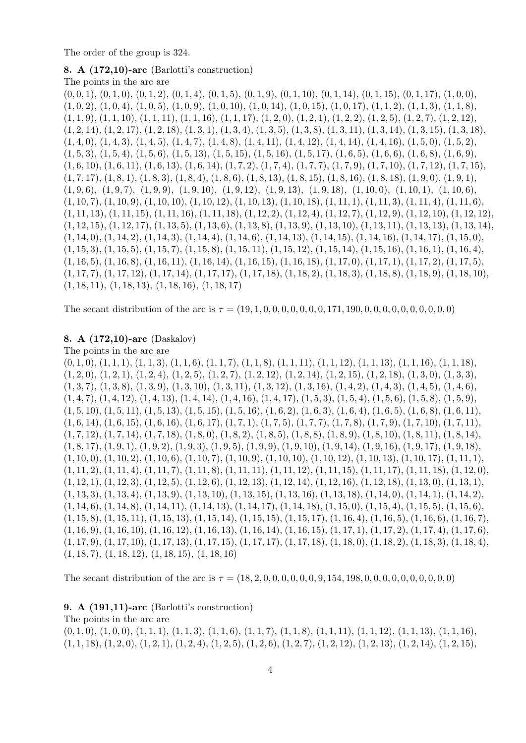The order of the group is 324.

**8. A (172,10)-arc** (Barlotti's construction)

The points in the arc are

$(0,0,1)$, $(0,1,0)$, $(0,1,2)$, $(0,1,4)$, $(0,1,5)$, $(0,1,9)$, $(0,1,10)$, $(0,1,14)$, $(0,1,15)$, $(0,1,17)$, $(1,0,0)$, $(1,0,2)$, $(1,0,4)$, $(1,0,5)$, $(1,0,9)$, $(1,0,10)$, $(1,0,14)$, $(1,0,15)$, $(1,0,17)$, $(1,1,2)$, $(1,1,3)$, $(1,1,8)$, $(1,1,9)$, $(1,1,10)$, $(1,1,11)$, $(1,1,16)$, $(1,1,17)$, $(1,2,0)$, $(1,2,1)$, $(1,2,2)$, $(1,2,5)$, $(1,2,7)$, $(1,2,12)$, $(1,2,14)$, $(1,2,17)$, $(1,2,18)$, $(1,3,1)$, $(1,3,4)$, $(1,3,5)$, $(1,3,8)$, $(1,3,11)$, $(1,3,14)$, $(1,3,15)$, $(1,3,18)$, $(1,4,0)$, $(1,4,3)$, $(1,4,5)$, $(1,4,7)$, $(1,4,8)$, $(1,4,11)$, $(1,4,12)$, $(1,4,14)$, $(1,4,16)$, $(1,5,0)$, $(1,5,2)$, $(1,5,3)$, $(1,5,4)$, $(1,5,6)$, $(1,5,13)$, $(1,5,15)$, $(1,5,16)$, $(1,5,17)$, $(1,6,5)$, $(1,6,6)$, $(1,6,8)$, $(1,6,9)$, $(1,6,10)$, $(1,6,11)$, $(1,6,13)$, $(1,6,14)$, $(1,7,2)$, $(1,7,4)$, $(1,7,7)$, $(1,7,9)$, $(1,7,10)$, $(1,7,12)$, $(1,7,15)$, $(1,7,17)$, $(1,8,1)$, $(1,8,3)$, $(1,8,4)$, $(1,8,6)$, $(1,8,13)$, $(1,8,15)$, $(1,8,16)$, $(1,8,18)$, $(1,9,0)$, $(1,9,1)$, $(1,9,6)$, $(1,9,7)$, $(1,9,9)$, $(1,9,10)$, $(1,9,12)$, $(1,9,13)$, $(1,9,18)$, $(1,10,0)$, $(1,10,1)$, $(1,10,6)$, $(1,10,7)$, $(1,10,9)$, $(1,10,10)$, $(1,10,12)$, $(1,10,13)$, $(1,10,18)$, $(1,11,1)$, $(1,11,3)$, $(1,11,4)$, $(1,11,6)$, $(1,11,13)$, $(1,11,15)$, $(1,11,16)$, $(1,11,18)$, $(1,12,2)$, $(1,12,4)$, $(1,12,7)$, $(1,12,9)$, $(1,12,10)$, $(1,12,12)$, $(1,12,15)$, $(1,12,17)$, $(1,13,5)$, $(1,13,6)$, $(1,13,8)$, $(1,13,9)$, $(1,13,10)$, $(1,13,11)$, $(1,13,13)$, $(1,13,14)$, $(1,14,0)$, $(1,14,2)$, $(1,14,3)$, $(1,14,4)$, $(1,14,6)$, $(1,14,13)$, $(1,14,15)$, $(1,14,16)$, $(1,14,17)$, $(1,15,0)$, $(1,15,3)$, $(1,15,5)$, $(1,15,7)$, $(1,15,8)$, $(1,15,11)$, $(1,15,12)$, $(1,15,14)$, $(1,15,16)$, $(1,16,1)$, $(1,16,4)$, $(1,16,5)$, $(1,16,8)$, $(1,16,11)$, $(1,16,14)$, $(1,16,15)$, $(1,16,18)$, $(1,17,0)$, $(1,17,1)$, $(1,17,2)$, $(1,17,5)$, $(1,17,7)$, $(1,17,12)$, $(1,17,14)$, $(1,17,17)$, $(1,17,18)$, $(1,18,2)$, $(1,18,3)$, $(1,18,8)$, $(1,18,9)$, $(1,18,10)$, $(1,18,11)$, $(1,18,13)$, $(1,18,16)$, $(1,18,17)$

The secant distribution of the arc is $\tau = (19,1,0,0,0,0,0,0,0,171,190,0,0,0,0,0,0,0,0,0)$

**8. A (172,10)-arc** (Daskalov)

The points in the arc are

$(0,1,0)$, $(1,1,1)$, $(1,1,3)$, $(1,1,6)$, $(1,1,7)$, $(1,1,8)$, $(1,1,11)$, $(1,1,12)$, $(1,1,13)$, $(1,1,16)$, $(1,1,18)$, $(1,2,0)$, $(1,2,1)$, $(1,2,4)$, $(1,2,5)$, $(1,2,7)$, $(1,2,12)$, $(1,2,14)$, $(1,2,15)$, $(1,2,18)$, $(1,3,0)$, $(1,3,3)$, $(1,3,7)$, $(1,3,8)$, $(1,3,9)$, $(1,3,10)$, $(1,3,11)$, $(1,3,12)$, $(1,3,16)$, $(1,4,2)$, $(1,4,3)$, $(1,4,5)$, $(1,4,6)$, $(1,4,7)$, $(1,4,12)$, $(1,4,13)$, $(1,4,14)$, $(1,4,16)$, $(1,4,17)$, $(1,5,3)$, $(1,5,4)$, $(1,5,6)$, $(1,5,8)$, $(1,5,9)$, $(1,5,10)$, $(1,5,11)$, $(1,5,13)$, $(1,5,15)$, $(1,5,16)$, $(1,6,2)$, $(1,6,3)$, $(1,6,4)$, $(1,6,5)$, $(1,6,8)$, $(1,6,11)$, $(1,6,14)$, $(1,6,15)$, $(1,6,16)$, $(1,6,17)$, $(1,7,1)$, $(1,7,5)$, $(1,7,7)$, $(1,7,8)$, $(1,7,9)$, $(1,7,10)$, $(1,7,11)$, $(1,7,12)$, $(1,7,14)$, $(1,7,18)$, $(1,8,0)$, $(1,8,2)$, $(1,8,5)$, $(1,8,8)$, $(1,8,9)$, $(1,8,10)$, $(1,8,11)$, $(1,8,14)$, $(1,8,17)$, $(1,9,1)$, $(1,9,2)$, $(1,9,3)$, $(1,9,5)$, $(1,9,9)$, $(1,9,10)$, $(1,9,14)$, $(1,9,16)$, $(1,9,17)$, $(1,9,18)$, $(1,10,0)$, $(1,10,2)$, $(1,10,6)$, $(1,10,7)$, $(1,10,9)$, $(1,10,10)$, $(1,10,12)$, $(1,10,13)$, $(1,10,17)$, $(1,11,1)$, $(1,11,2)$, $(1,11,4)$, $(1,11,7)$, $(1,11,8)$, $(1,11,11)$, $(1,11,12)$, $(1,11,15)$, $(1,11,17)$, $(1,11,18)$, $(1,12,0)$, $(1,12,1)$, $(1,12,3)$, $(1,12,5)$, $(1,12,6)$, $(1,12,13)$, $(1,12,14)$, $(1,12,16)$, $(1,12,18)$, $(1,13,0)$, $(1,13,1)$, $(1,13,3)$, $(1,13,4)$, $(1,13,9)$, $(1,13,10)$, $(1,13,15)$, $(1,13,16)$, $(1,13,18)$, $(1,14,0)$, $(1,14,1)$, $(1,14,2)$, $(1,14,6)$, $(1,14,8)$, $(1,14,11)$, $(1,14,13)$, $(1,14,17)$, $(1,14,18)$, $(1,15,0)$, $(1,15,4)$, $(1,15,5)$, $(1,15,6)$, $(1,15,8)$, $(1,15,11)$, $(1,15,13)$, $(1,15,14)$, $(1,15,15)$, $(1,15,17)$, $(1,16,4)$, $(1,16,5)$, $(1,16,6)$, $(1,16,7)$, $(1,16,9)$, $(1,16,10)$, $(1,16,12)$, $(1,16,13)$, $(1,16,14)$, $(1,16,15)$, $(1,17,1)$, $(1,17,2)$, $(1,17,4)$, $(1,17,6)$, $(1,17,9)$, $(1,17,10)$, $(1,17,13)$, $(1,17,15)$, $(1,17,17)$, $(1,17,18)$, $(1,18,0)$, $(1,18,2)$, $(1,18,3)$, $(1,18,4)$, $(1,18,7)$, $(1,18,12)$, $(1,18,15)$, $(1,18,16)$

The secant distribution of the arc is $\tau = (18,2,0,0,0,0,0,0,9,154,198,0,0,0,0,0,0,0,0,0)$

**9. A (191,11)-arc** (Barlotti's construction)

The points in the arc are

$(0,1,0)$, $(1,0,0)$, $(1,1,1)$, $(1,1,3)$, $(1,1,6)$, $(1,1,7)$, $(1,1,8)$, $(1,1,11)$, $(1,1,12)$, $(1,1,13)$, $(1,1,16)$, $(1,1,18)$, $(1,2,0)$, $(1,2,1)$, $(1,2,4)$, $(1,2,5)$, $(1,2,6)$, $(1,2,7)$, $(1,2,12)$, $(1,2,13)$, $(1,2,14)$, $(1,2,15)$,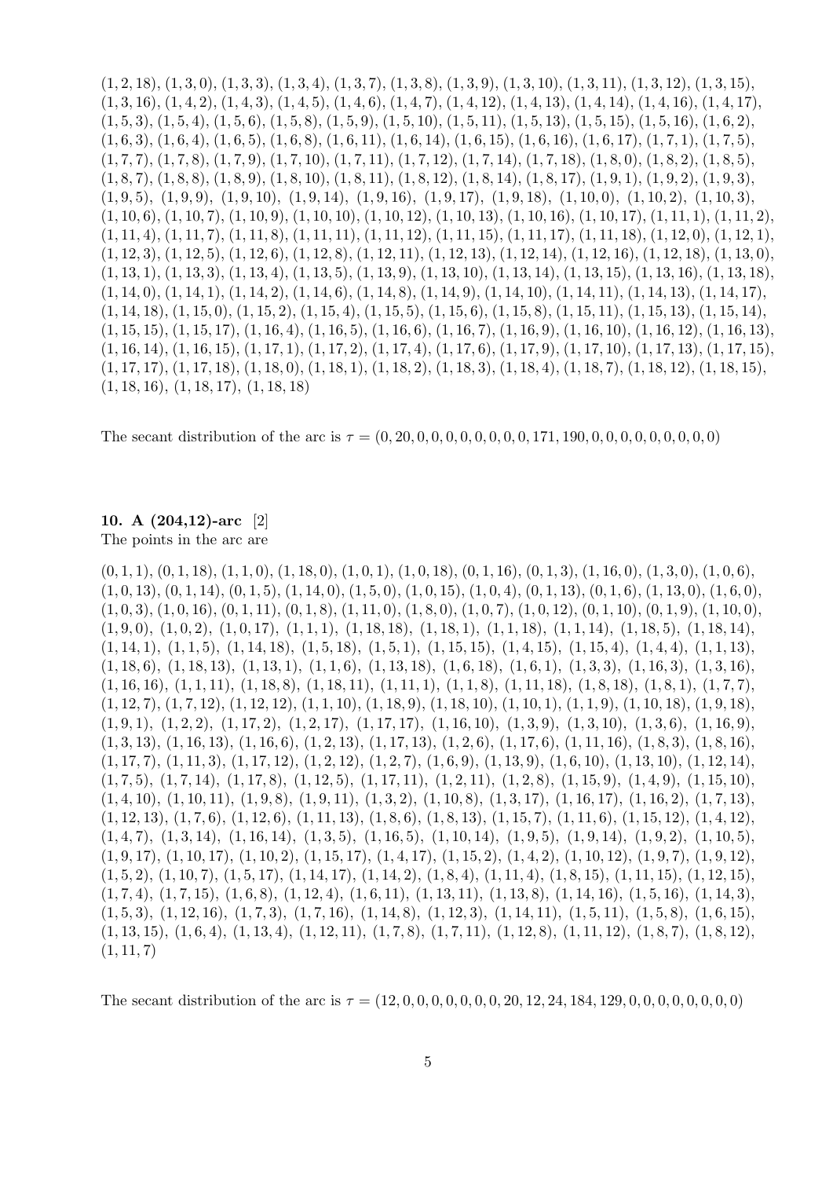$(1,2,18)$, $(1,3,0)$, $(1,3,3)$, $(1,3,4)$, $(1,3,7)$, $(1,3,8)$, $(1,3,9)$, $(1,3,10)$, $(1,3,11)$, $(1,3,12)$, $(1,3,15)$, $(1,3,16)$, $(1,4,2)$, $(1,4,3)$, $(1,4,5)$, $(1,4,6)$, $(1,4,7)$, $(1,4,12)$, $(1,4,13)$, $(1,4,14)$, $(1,4,16)$, $(1,4,17)$, $(1,5,3)$, $(1,5,4)$, $(1,5,6)$, $(1,5,8)$, $(1,5,9)$, $(1,5,10)$, $(1,5,11)$, $(1,5,13)$, $(1,5,15)$, $(1,5,16)$, $(1,6,2)$, $(1,6,3)$, $(1,6,4)$, $(1,6,5)$, $(1,6,8)$, $(1,6,11)$, $(1,6,14)$, $(1,6,15)$, $(1,6,16)$, $(1,6,17)$, $(1,7,1)$, $(1,7,5)$, $(1,7,7)$, $(1,7,8)$, $(1,7,9)$, $(1,7,10)$, $(1,7,11)$, $(1,7,12)$, $(1,7,14)$, $(1,7,18)$, $(1,8,0)$, $(1,8,2)$, $(1,8,5)$, $(1,8,7)$, $(1,8,8)$, $(1,8,9)$, $(1,8,10)$, $(1,8,11)$, $(1,8,12)$, $(1,8,14)$, $(1,8,17)$, $(1,9,1)$, $(1,9,2)$, $(1,9,3)$, $(1,9,5)$, $(1,9,9)$, $(1,9,10)$, $(1,9,14)$, $(1,9,16)$, $(1,9,17)$, $(1,9,18)$, $(1,10,0)$, $(1,10,2)$, $(1,10,3)$, $(1,10,6)$, $(1,10,7)$, $(1,10,9)$, $(1,10,10)$, $(1,10,12)$, $(1,10,13)$, $(1,10,16)$, $(1,10,17)$, $(1,11,1)$, $(1,11,2)$, $(1,11,4)$, $(1,11,7)$, $(1,11,8)$, $(1,11,11)$, $(1,11,12)$, $(1,11,15)$, $(1,11,17)$, $(1,11,18)$, $(1,12,0)$, $(1,12,1)$, $(1,12,3)$, $(1,12,5)$, $(1,12,6)$, $(1,12,8)$, $(1,12,11)$, $(1,12,13)$, $(1,12,14)$, $(1,12,16)$, $(1,12,18)$, $(1,13,0)$, $(1,13,1)$, $(1,13,3)$, $(1,13,4)$, $(1,13,5)$, $(1,13,9)$, $(1,13,10)$, $(1,13,14)$, $(1,13,15)$, $(1,13,16)$, $(1,13,18)$, $(1,14,0)$, $(1,14,1)$, $(1,14,2)$, $(1,14,6)$, $(1,14,8)$, $(1,14,9)$, $(1,14,10)$, $(1,14,11)$, $(1,14,13)$, $(1,14,17)$, $(1,14,18)$, $(1,15,0)$, $(1,15,2)$, $(1,15,4)$, $(1,15,5)$, $(1,15,6)$, $(1,15,8)$, $(1,15,11)$, $(1,15,13)$, $(1,15,14)$, $(1,15,15)$, $(1,15,17)$, $(1,16,4)$, $(1,16,5)$, $(1,16,6)$, $(1,16,7)$, $(1,16,9)$, $(1,16,10)$, $(1,16,12)$, $(1,16,13)$, $(1,16,14)$, $(1,16,15)$, $(1,17,1)$, $(1,17,2)$, $(1,17,4)$, $(1,17,6)$, $(1,17,9)$, $(1,17,10)$, $(1,17,13)$, $(1,17,15)$, $(1,17,17)$, $(1,17,18)$, $(1,18,0)$, $(1,18,1)$, $(1,18,2)$, $(1,18,3)$, $(1,18,4)$, $(1,18,7)$, $(1,18,12)$, $(1,18,15)$, $(1,18,16)$, $(1,18,17)$, $(1,18,18)$

The secant distribution of the arc is $\tau = (0,20,0,0,0,0,0,0,0,0,0,171,190,0,0,0,0,0,0,0,0)$

**10. A (204,12)-arc** [2]
The points in the arc are

$(0,1,1)$, $(0,1,18)$, $(1,1,0)$, $(1,18,0)$, $(1,0,1)$, $(1,0,18)$, $(0,1,16)$, $(0,1,3)$, $(1,16,0)$, $(1,3,0)$, $(1,0,6)$, $(1,0,13)$, $(0,1,14)$, $(0,1,5)$, $(1,14,0)$, $(1,5,0)$, $(1,0,15)$, $(1,0,4)$, $(0,1,13)$, $(0,1,6)$, $(1,13,0)$, $(1,6,0)$, $(1,0,3)$, $(1,0,16)$, $(0,1,11)$, $(0,1,8)$, $(1,11,0)$, $(1,8,0)$, $(1,0,7)$, $(1,0,12)$, $(0,1,10)$, $(0,1,9)$, $(1,10,0)$, $(1,9,0)$, $(1,0,2)$, $(1,0,17)$, $(1,1,1)$, $(1,18,18)$, $(1,18,1)$, $(1,1,18)$, $(1,1,14)$, $(1,18,5)$, $(1,18,14)$, $(1,14,1)$, $(1,1,5)$, $(1,14,18)$, $(1,5,18)$, $(1,5,1)$, $(1,15,15)$, $(1,4,15)$, $(1,15,4)$, $(1,4,4)$, $(1,1,13)$, $(1,18,6)$, $(1,18,13)$, $(1,13,1)$, $(1,1,6)$, $(1,13,18)$, $(1,6,18)$, $(1,6,1)$, $(1,3,3)$, $(1,16,3)$, $(1,3,16)$, $(1,16,16)$, $(1,1,11)$, $(1,18,8)$, $(1,18,11)$, $(1,11,1)$, $(1,1,8)$, $(1,11,18)$, $(1,8,18)$, $(1,8,1)$, $(1,7,7)$, $(1,12,7)$, $(1,7,12)$, $(1,12,12)$, $(1,1,10)$, $(1,18,9)$, $(1,18,10)$, $(1,10,1)$, $(1,1,9)$, $(1,10,18)$, $(1,9,18)$, $(1,9,1)$, $(1,2,2)$, $(1,17,2)$, $(1,2,17)$, $(1,17,17)$, $(1,16,10)$, $(1,3,9)$, $(1,3,10)$, $(1,3,6)$, $(1,16,9)$, $(1,3,13)$, $(1,16,13)$, $(1,16,6)$, $(1,2,13)$, $(1,17,13)$, $(1,2,6)$, $(1,17,6)$, $(1,11,16)$, $(1,8,3)$, $(1,8,16)$, $(1,17,7)$, $(1,11,3)$, $(1,17,12)$, $(1,2,12)$, $(1,2,7)$, $(1,6,9)$, $(1,13,9)$, $(1,6,10)$, $(1,13,10)$, $(1,12,14)$, $(1,7,5)$, $(1,7,14)$, $(1,17,8)$, $(1,12,5)$, $(1,17,11)$, $(1,2,11)$, $(1,2,8)$, $(1,15,9)$, $(1,4,9)$, $(1,15,10)$, $(1,4,10)$, $(1,10,11)$, $(1,9,8)$, $(1,9,11)$, $(1,3,2)$, $(1,10,8)$, $(1,3,17)$, $(1,16,17)$, $(1,16,2)$, $(1,7,13)$, $(1,12,13)$, $(1,7,6)$, $(1,12,6)$, $(1,11,13)$, $(1,8,6)$, $(1,8,13)$, $(1,15,7)$, $(1,11,6)$, $(1,15,12)$, $(1,4,12)$, $(1,4,7)$, $(1,3,14)$, $(1,16,14)$, $(1,3,5)$, $(1,16,5)$, $(1,10,14)$, $(1,9,5)$, $(1,9,14)$, $(1,9,2)$, $(1,10,5)$, $(1,9,17)$, $(1,10,17)$, $(1,10,2)$, $(1,15,17)$, $(1,4,17)$, $(1,15,2)$, $(1,4,2)$, $(1,10,12)$, $(1,9,7)$, $(1,9,12)$, $(1,5,2)$, $(1,10,7)$, $(1,5,17)$, $(1,14,17)$, $(1,14,2)$, $(1,8,4)$, $(1,11,4)$, $(1,8,15)$, $(1,11,15)$, $(1,12,15)$, $(1,7,4)$, $(1,7,15)$, $(1,6,8)$, $(1,12,4)$, $(1,6,11)$, $(1,13,11)$, $(1,13,8)$, $(1,14,16)$, $(1,5,16)$, $(1,14,3)$, $(1,5,3)$, $(1,12,16)$, $(1,7,3)$, $(1,7,16)$, $(1,14,8)$, $(1,12,3)$, $(1,14,11)$, $(1,5,11)$, $(1,5,8)$, $(1,6,15)$, $(1,13,15)$, $(1,6,4)$, $(1,13,4)$, $(1,12,11)$, $(1,7,8)$, $(1,7,11)$, $(1,12,8)$, $(1,11,12)$, $(1,8,7)$, $(1,8,12)$, $(1,11,7)$

The secant distribution of the arc is $\tau = (12,0,0,0,0,0,0,0,20,12,24,184,129,0,0,0,0,0,0,0,0)$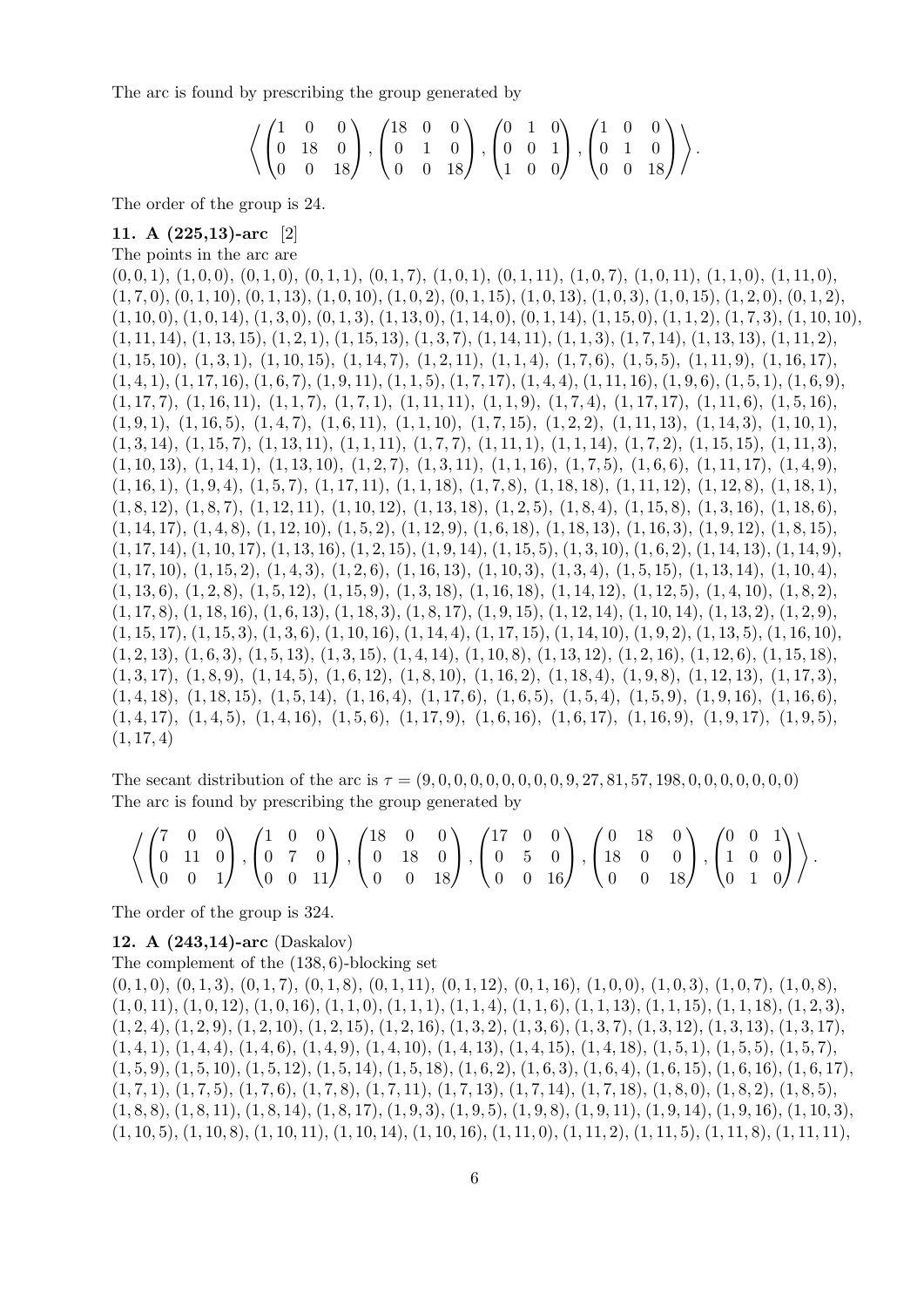The arc is found by prescribing the group generated by

$$\left\langle \begin{pmatrix}1 & 0 & 0\\ 0 & 18 & 0\\ 0 & 0 & 18\end{pmatrix}, \begin{pmatrix}18 & 0 & 0\\ 0 & 1 & 0\\ 0 & 0 & 18\end{pmatrix}, \begin{pmatrix}0 & 1 & 0\\ 0 & 0 & 1\\ 1 & 0 & 0\end{pmatrix}, \begin{pmatrix}1 & 0 & 0\\ 0 & 1 & 0\\ 0 & 0 & 18\end{pmatrix} \right\rangle.$$

The order of the group is 24.

### 11. A (225,13)-arc [2]

The points in the arc are

$(0,0,1)$, $(1,0,0)$, $(0,1,0)$, $(0,1,1)$, $(0,1,7)$, $(1,0,1)$, $(0,1,11)$, $(1,0,7)$, $(1,0,11)$, $(1,1,0)$, $(1,11,0)$, $(1,7,0)$, $(0,1,10)$, $(0,1,13)$, $(1,0,10)$, $(1,0,2)$, $(0,1,15)$, $(1,0,13)$, $(1,0,3)$, $(1,0,15)$, $(1,2,0)$, $(0,1,2)$, $(1,10,0)$, $(1,0,14)$, $(1,3,0)$, $(0,1,3)$, $(1,13,0)$, $(1,14,0)$, $(0,1,14)$, $(1,15,0)$, $(1,1,2)$, $(1,7,3)$, $(1,10,10)$, $(1,11,14)$, $(1,13,15)$, $(1,2,1)$, $(1,15,13)$, $(1,3,7)$, $(1,14,11)$, $(1,1,3)$, $(1,7,14)$, $(1,13,13)$, $(1,11,2)$, $(1,15,10)$, $(1,3,1)$, $(1,10,15)$, $(1,14,7)$, $(1,2,11)$, $(1,1,4)$, $(1,7,6)$, $(1,5,5)$, $(1,11,9)$, $(1,16,17)$, $(1,4,1)$, $(1,17,16)$, $(1,6,7)$, $(1,9,11)$, $(1,1,5)$, $(1,7,17)$, $(1,4,4)$, $(1,11,16)$, $(1,9,6)$, $(1,5,1)$, $(1,6,9)$, $(1,17,7)$, $(1,16,11)$, $(1,1,7)$, $(1,7,1)$, $(1,11,11)$, $(1,1,9)$, $(1,7,4)$, $(1,17,17)$, $(1,11,6)$, $(1,5,16)$, $(1,9,1)$, $(1,16,5)$, $(1,4,7)$, $(1,6,11)$, $(1,1,10)$, $(1,7,15)$, $(1,2,2)$, $(1,11,13)$, $(1,14,3)$, $(1,10,1)$, $(1,3,14)$, $(1,15,7)$, $(1,13,11)$, $(1,1,11)$, $(1,7,7)$, $(1,11,1)$, $(1,1,14)$, $(1,7,2)$, $(1,15,15)$, $(1,11,3)$, $(1,10,13)$, $(1,14,1)$, $(1,13,10)$, $(1,2,7)$, $(1,3,11)$, $(1,1,16)$, $(1,7,5)$, $(1,6,6)$, $(1,11,17)$, $(1,4,9)$, $(1,16,1)$, $(1,9,4)$, $(1,5,7)$, $(1,17,11)$, $(1,1,18)$, $(1,7,8)$, $(1,18,18)$, $(1,11,12)$, $(1,12,8)$, $(1,18,1)$, $(1,8,12)$, $(1,8,7)$, $(1,12,11)$, $(1,10,12)$, $(1,13,18)$, $(1,2,5)$, $(1,8,4)$, $(1,15,8)$, $(1,3,16)$, $(1,18,6)$, $(1,14,17)$, $(1,4,8)$, $(1,12,10)$, $(1,5,2)$, $(1,12,9)$, $(1,6,18)$, $(1,18,13)$, $(1,16,3)$, $(1,9,12)$, $(1,8,15)$, $(1,17,14)$, $(1,10,17)$, $(1,13,16)$, $(1,2,15)$, $(1,9,14)$, $(1,15,5)$, $(1,3,10)$, $(1,6,2)$, $(1,14,13)$, $(1,14,9)$, $(1,17,10)$, $(1,15,2)$, $(1,4,3)$, $(1,2,6)$, $(1,16,13)$, $(1,10,3)$, $(1,3,4)$, $(1,5,15)$, $(1,13,14)$, $(1,10,4)$, $(1,13,6)$, $(1,2,8)$, $(1,5,12)$, $(1,15,9)$, $(1,3,18)$, $(1,16,18)$, $(1,14,12)$, $(1,12,5)$, $(1,4,10)$, $(1,8,2)$, $(1,17,8)$, $(1,18,16)$, $(1,6,13)$, $(1,18,3)$, $(1,8,17)$, $(1,9,15)$, $(1,12,14)$, $(1,10,14)$, $(1,13,2)$, $(1,2,9)$, $(1,15,17)$, $(1,15,3)$, $(1,3,6)$, $(1,10,16)$, $(1,14,4)$, $(1,17,15)$, $(1,14,10)$, $(1,9,2)$, $(1,13,5)$, $(1,16,10)$, $(1,2,13)$, $(1,6,3)$, $(1,5,13)$, $(1,3,15)$, $(1,4,14)$, $(1,10,8)$, $(1,13,12)$, $(1,2,16)$, $(1,12,6)$, $(1,15,18)$, $(1,3,17)$, $(1,8,9)$, $(1,14,5)$, $(1,6,12)$, $(1,8,10)$, $(1,16,2)$, $(1,18,4)$, $(1,9,8)$, $(1,12,13)$, $(1,17,3)$, $(1,4,18)$, $(1,18,15)$, $(1,5,14)$, $(1,16,4)$, $(1,17,6)$, $(1,6,5)$, $(1,5,4)$, $(1,5,9)$, $(1,9,16)$, $(1,16,6)$, $(1,4,17)$, $(1,4,5)$, $(1,4,16)$, $(1,5,6)$, $(1,17,9)$, $(1,6,16)$, $(1,6,17)$, $(1,16,9)$, $(1,9,17)$, $(1,9,5)$, $(1,17,4)$

The secant distribution of the arc is $\tau = (9,0,0,0,0,0,0,0,0,0,9,27,81,57,198,0,0,0,0,0,0)$

The arc is found by prescribing the group generated by

$$\left\langle \begin{pmatrix}7 & 0 & 0\\ 0 & 11 & 0\\ 0 & 0 & 1\end{pmatrix}, \begin{pmatrix}1 & 0 & 0\\ 0 & 7 & 0\\ 0 & 0 & 11\end{pmatrix}, \begin{pmatrix}18 & 0 & 0\\ 0 & 18 & 0\\ 0 & 0 & 18\end{pmatrix}, \begin{pmatrix}17 & 0 & 0\\ 0 & 5 & 0\\ 0 & 0 & 16\end{pmatrix}, \begin{pmatrix}0 & 18 & 0\\ 18 & 0 & 0\\ 0 & 0 & 18\end{pmatrix}, \begin{pmatrix}0 & 0 & 1\\ 1 & 0 & 0\\ 0 & 1 & 0\end{pmatrix} \right\rangle.$$

The order of the group is 324.

### 12. A (243,14)-arc (Daskalov)

The complement of the (138,6)-blocking set

$(0,1,0)$, $(0,1,3)$, $(0,1,7)$, $(0,1,8)$, $(0,1,11)$, $(0,1,12)$, $(0,1,16)$, $(1,0,0)$, $(1,0,3)$, $(1,0,7)$, $(1,0,8)$, $(1,0,11)$, $(1,0,12)$, $(1,0,16)$, $(1,1,0)$, $(1,1,1)$, $(1,1,4)$, $(1,1,6)$, $(1,1,13)$, $(1,1,15)$, $(1,1,18)$, $(1,2,3)$, $(1,2,4)$, $(1,2,9)$, $(1,2,10)$, $(1,2,15)$, $(1,2,16)$, $(1,3,2)$, $(1,3,6)$, $(1,3,7)$, $(1,3,12)$, $(1,3,13)$, $(1,3,17)$, $(1,4,1)$, $(1,4,4)$, $(1,4,6)$, $(1,4,9)$, $(1,4,10)$, $(1,4,13)$, $(1,4,15)$, $(1,4,18)$, $(1,5,1)$, $(1,5,5)$, $(1,5,7)$, $(1,5,9)$, $(1,5,10)$, $(1,5,12)$, $(1,5,14)$, $(1,5,18)$, $(1,6,2)$, $(1,6,3)$, $(1,6,4)$, $(1,6,15)$, $(1,6,16)$, $(1,6,17)$, $(1,7,1)$, $(1,7,5)$, $(1,7,6)$, $(1,7,8)$, $(1,7,11)$, $(1,7,13)$, $(1,7,14)$, $(1,7,18)$, $(1,8,0)$, $(1,8,2)$, $(1,8,5)$, $(1,8,8)$, $(1,8,11)$, $(1,8,14)$, $(1,8,17)$, $(1,9,3)$, $(1,9,5)$, $(1,9,8)$, $(1,9,11)$, $(1,9,14)$, $(1,9,16)$, $(1,10,3)$, $(1,10,5)$, $(1,10,8)$, $(1,10,11)$, $(1,10,14)$, $(1,10,16)$, $(1,11,0)$, $(1,11,2)$, $(1,11,5)$, $(1,11,8)$, $(1,11,11)$,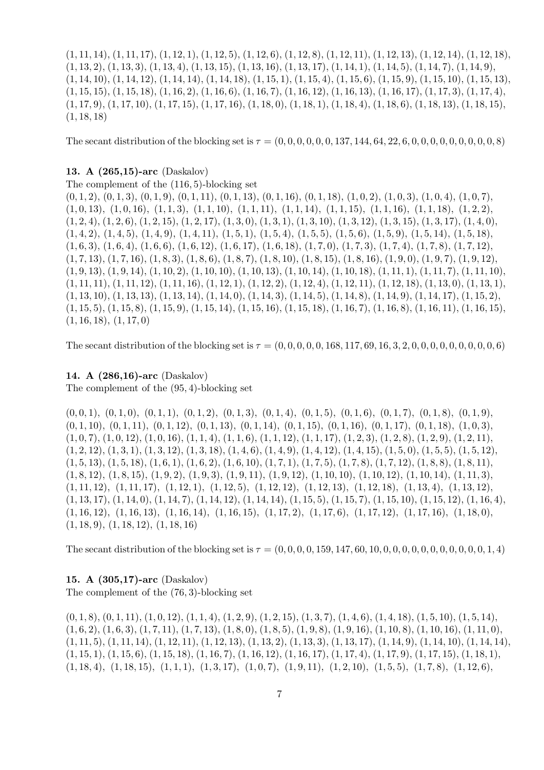$(1, 11, 14)$, $(1, 11, 17)$, $(1, 12, 1)$, $(1, 12, 5)$, $(1, 12, 6)$, $(1, 12, 8)$, $(1, 12, 11)$, $(1, 12, 13)$, $(1, 12, 14)$, $(1, 12, 18)$, $(1, 13, 2)$, $(1, 13, 3)$, $(1, 13, 4)$, $(1, 13, 15)$, $(1, 13, 16)$, $(1, 13, 17)$, $(1, 14, 1)$, $(1, 14, 5)$, $(1, 14, 7)$, $(1, 14, 9)$, $(1, 14, 10)$, $(1, 14, 12)$, $(1, 14, 14)$, $(1, 14, 18)$, $(1, 15, 1)$, $(1, 15, 4)$, $(1, 15, 6)$, $(1, 15, 9)$, $(1, 15, 10)$, $(1, 15, 13)$, $(1, 15, 15)$, $(1, 15, 18)$, $(1, 16, 2)$, $(1, 16, 6)$, $(1, 16, 7)$, $(1, 16, 12)$, $(1, 16, 13)$, $(1, 16, 17)$, $(1, 17, 3)$, $(1, 17, 4)$, $(1, 17, 9)$, $(1, 17, 10)$, $(1, 17, 15)$, $(1, 17, 16)$, $(1, 18, 0)$, $(1, 18, 1)$, $(1, 18, 4)$, $(1, 18, 6)$, $(1, 18, 13)$, $(1, 18, 15)$, $(1, 18, 18)$

The secant distribution of the blocking set is $\tau = (0, 0, 0, 0, 0, 0, 137, 144, 64, 22, 6, 0, 0, 0, 0, 0, 0, 0, 0, 8)$

**13. A (265,15)-arc** (Daskalov)

The complement of the $(116, 5)$-blocking set

$(0, 1, 2)$, $(0, 1, 3)$, $(0, 1, 9)$, $(0, 1, 11)$, $(0, 1, 13)$, $(0, 1, 16)$, $(0, 1, 18)$, $(1, 0, 2)$, $(1, 0, 3)$, $(1, 0, 4)$, $(1, 0, 7)$, $(1, 0, 13)$, $(1, 0, 16)$, $(1, 1, 3)$, $(1, 1, 10)$, $(1, 1, 11)$, $(1, 1, 14)$, $(1, 1, 15)$, $(1, 1, 16)$, $(1, 1, 18)$, $(1, 2, 2)$, $(1, 2, 4)$, $(1, 2, 6)$, $(1, 2, 15)$, $(1, 2, 17)$, $(1, 3, 0)$, $(1, 3, 1)$, $(1, 3, 10)$, $(1, 3, 12)$, $(1, 3, 15)$, $(1, 3, 17)$, $(1, 4, 0)$, $(1, 4, 2)$, $(1, 4, 5)$, $(1, 4, 9)$, $(1, 4, 11)$, $(1, 5, 1)$, $(1, 5, 4)$, $(1, 5, 5)$, $(1, 5, 6)$, $(1, 5, 9)$, $(1, 5, 14)$, $(1, 5, 18)$, $(1, 6, 3)$, $(1, 6, 4)$, $(1, 6, 6)$, $(1, 6, 12)$, $(1, 6, 17)$, $(1, 6, 18)$, $(1, 7, 0)$, $(1, 7, 3)$, $(1, 7, 4)$, $(1, 7, 8)$, $(1, 7, 12)$, $(1, 7, 13)$, $(1, 7, 16)$, $(1, 8, 3)$, $(1, 8, 6)$, $(1, 8, 7)$, $(1, 8, 10)$, $(1, 8, 15)$, $(1, 8, 16)$, $(1, 9, 0)$, $(1, 9, 7)$, $(1, 9, 12)$, $(1, 9, 13)$, $(1, 9, 14)$, $(1, 10, 2)$, $(1, 10, 10)$, $(1, 10, 13)$, $(1, 10, 14)$, $(1, 10, 18)$, $(1, 11, 1)$, $(1, 11, 7)$, $(1, 11, 10)$, $(1, 11, 11)$, $(1, 11, 12)$, $(1, 11, 16)$, $(1, 12, 1)$, $(1, 12, 2)$, $(1, 12, 4)$, $(1, 12, 11)$, $(1, 12, 18)$, $(1, 13, 0)$, $(1, 13, 1)$, $(1, 13, 10)$, $(1, 13, 13)$, $(1, 13, 14)$, $(1, 14, 0)$, $(1, 14, 3)$, $(1, 14, 5)$, $(1, 14, 8)$, $(1, 14, 9)$, $(1, 14, 17)$, $(1, 15, 2)$, $(1, 15, 5)$, $(1, 15, 8)$, $(1, 15, 9)$, $(1, 15, 14)$, $(1, 15, 16)$, $(1, 15, 18)$, $(1, 16, 7)$, $(1, 16, 8)$, $(1, 16, 11)$, $(1, 16, 15)$, $(1, 16, 18)$, $(1, 17, 0)$

The secant distribution of the blocking set is $\tau = (0, 0, 0, 0, 0, 168, 117, 69, 16, 3, 2, 0, 0, 0, 0, 0, 0, 0, 0, 6)$

**14. A (286,16)-arc** (Daskalov)

The complement of the $(95, 4)$-blocking set

$(0, 0, 1)$, $(0, 1, 0)$, $(0, 1, 1)$, $(0, 1, 2)$, $(0, 1, 3)$, $(0, 1, 4)$, $(0, 1, 5)$, $(0, 1, 6)$, $(0, 1, 7)$, $(0, 1, 8)$, $(0, 1, 9)$, $(0, 1, 10)$, $(0, 1, 11)$, $(0, 1, 12)$, $(0, 1, 13)$, $(0, 1, 14)$, $(0, 1, 15)$, $(0, 1, 16)$, $(0, 1, 17)$, $(0, 1, 18)$, $(1, 0, 3)$, $(1, 0, 7)$, $(1, 0, 12)$, $(1, 0, 16)$, $(1, 1, 4)$, $(1, 1, 6)$, $(1, 1, 12)$, $(1, 1, 17)$, $(1, 2, 3)$, $(1, 2, 8)$, $(1, 2, 9)$, $(1, 2, 11)$, $(1, 2, 12)$, $(1, 3, 1)$, $(1, 3, 12)$, $(1, 3, 18)$, $(1, 4, 6)$, $(1, 4, 9)$, $(1, 4, 12)$, $(1, 4, 15)$, $(1, 5, 0)$, $(1, 5, 5)$, $(1, 5, 12)$, $(1, 5, 13)$, $(1, 5, 18)$, $(1, 6, 1)$, $(1, 6, 2)$, $(1, 6, 10)$, $(1, 7, 1)$, $(1, 7, 5)$, $(1, 7, 8)$, $(1, 7, 12)$, $(1, 8, 8)$, $(1, 8, 11)$, $(1, 8, 12)$, $(1, 8, 15)$, $(1, 9, 2)$, $(1, 9, 3)$, $(1, 9, 11)$, $(1, 9, 12)$, $(1, 10, 10)$, $(1, 10, 12)$, $(1, 10, 14)$, $(1, 11, 3)$, $(1, 11, 12)$, $(1, 11, 17)$, $(1, 12, 1)$, $(1, 12, 5)$, $(1, 12, 12)$, $(1, 12, 13)$, $(1, 12, 18)$, $(1, 13, 4)$, $(1, 13, 12)$, $(1, 13, 17)$, $(1, 14, 0)$, $(1, 14, 7)$, $(1, 14, 12)$, $(1, 14, 14)$, $(1, 15, 5)$, $(1, 15, 7)$, $(1, 15, 10)$, $(1, 15, 12)$, $(1, 16, 4)$, $(1, 16, 12)$, $(1, 16, 13)$, $(1, 16, 14)$, $(1, 16, 15)$, $(1, 17, 2)$, $(1, 17, 6)$, $(1, 17, 12)$, $(1, 17, 16)$, $(1, 18, 0)$, $(1, 18, 9)$, $(1, 18, 12)$, $(1, 18, 16)$

The secant distribution of the blocking set is $\tau = (0, 0, 0, 0, 159, 147, 60, 10, 0, 0, 0, 0, 0, 0, 0, 0, 0, 0, 1, 4)$

**15. A (305,17)-arc** (Daskalov)

The complement of the $(76, 3)$-blocking set

$(0, 1, 8)$, $(0, 1, 11)$, $(1, 0, 12)$, $(1, 1, 4)$, $(1, 2, 9)$, $(1, 2, 15)$, $(1, 3, 7)$, $(1, 4, 6)$, $(1, 4, 18)$, $(1, 5, 10)$, $(1, 5, 14)$, $(1, 6, 2)$, $(1, 6, 3)$, $(1, 7, 11)$, $(1, 7, 13)$, $(1, 8, 0)$, $(1, 8, 5)$, $(1, 9, 8)$, $(1, 9, 16)$, $(1, 10, 8)$, $(1, 10, 16)$, $(1, 11, 0)$, $(1, 11, 5)$, $(1, 11, 14)$, $(1, 12, 11)$, $(1, 12, 13)$, $(1, 13, 2)$, $(1, 13, 3)$, $(1, 13, 17)$, $(1, 14, 9)$, $(1, 14, 10)$, $(1, 14, 14)$, $(1, 15, 1)$, $(1, 15, 6)$, $(1, 15, 18)$, $(1, 16, 7)$, $(1, 16, 12)$, $(1, 16, 17)$, $(1, 17, 4)$, $(1, 17, 9)$, $(1, 17, 15)$, $(1, 18, 1)$, $(1, 18, 4)$, $(1, 18, 15)$, $(1, 1, 1)$, $(1, 3, 17)$, $(1, 0, 7)$, $(1, 9, 11)$, $(1, 2, 10)$, $(1, 5, 5)$, $(1, 7, 8)$, $(1, 12, 6)$,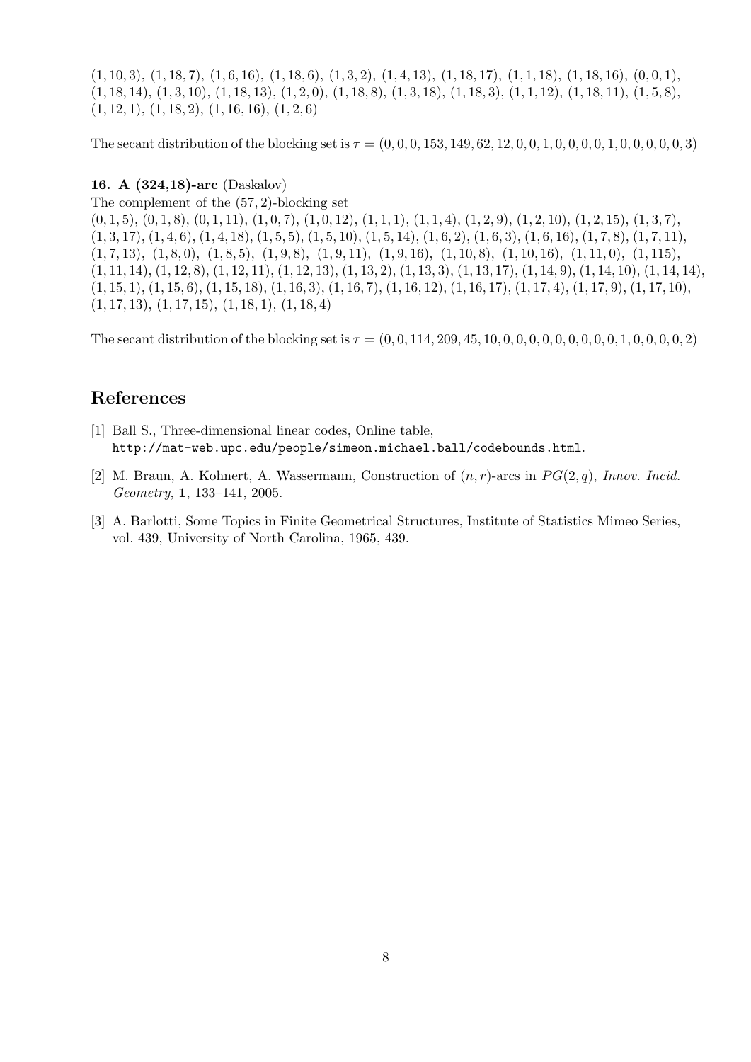$(1, 10, 3)$, $(1, 18, 7)$, $(1, 6, 16)$, $(1, 18, 6)$, $(1, 3, 2)$, $(1, 4, 13)$, $(1, 18, 17)$, $(1, 1, 18)$, $(1, 18, 16)$, $(0, 0, 1)$, $(1, 18, 14)$, $(1, 3, 10)$, $(1, 18, 13)$, $(1, 2, 0)$, $(1, 18, 8)$, $(1, 3, 18)$, $(1, 18, 3)$, $(1, 1, 12)$, $(1, 18, 11)$, $(1, 5, 8)$, $(1, 12, 1)$, $(1, 18, 2)$, $(1, 16, 16)$, $(1, 2, 6)$

The secant distribution of the blocking set is $\tau = (0, 0, 0, 153, 149, 62, 12, 0, 0, 1, 0, 0, 0, 0, 1, 0, 0, 0, 0, 0, 3)$

**16. A (324,18)-arc** (Daskalov)

The complement of the $(57, 2)$-blocking set

$(0, 1, 5)$, $(0, 1, 8)$, $(0, 1, 11)$, $(1, 0, 7)$, $(1, 0, 12)$, $(1, 1, 1)$, $(1, 1, 4)$, $(1, 2, 9)$, $(1, 2, 10)$, $(1, 2, 15)$, $(1, 3, 7)$, $(1, 3, 17)$, $(1, 4, 6)$, $(1, 4, 18)$, $(1, 5, 5)$, $(1, 5, 10)$, $(1, 5, 14)$, $(1, 6, 2)$, $(1, 6, 3)$, $(1, 6, 16)$, $(1, 7, 8)$, $(1, 7, 11)$, $(1, 7, 13)$, $(1, 8, 0)$, $(1, 8, 5)$, $(1, 9, 8)$, $(1, 9, 11)$, $(1, 9, 16)$, $(1, 10, 8)$, $(1, 10, 16)$, $(1, 11, 0)$, $(1, 115)$, $(1, 11, 14)$, $(1, 12, 8)$, $(1, 12, 11)$, $(1, 12, 13)$, $(1, 13, 2)$, $(1, 13, 3)$, $(1, 13, 17)$, $(1, 14, 9)$, $(1, 14, 10)$, $(1, 14, 14)$, $(1, 15, 1)$, $(1, 15, 6)$, $(1, 15, 18)$, $(1, 16, 3)$, $(1, 16, 7)$, $(1, 16, 12)$, $(1, 16, 17)$, $(1, 17, 4)$, $(1, 17, 9)$, $(1, 17, 10)$, $(1, 17, 13)$, $(1, 17, 15)$, $(1, 18, 1)$, $(1, 18, 4)$

The secant distribution of the blocking set is $\tau = (0, 0, 114, 209, 45, 10, 0, 0, 0, 0, 0, 0, 0, 0, 0, 1, 0, 0, 0, 0, 2)$

## References

[1] Ball S., Three-dimensional linear codes, Online table, http://mat-web.upc.edu/people/simeon.michael.ball/codebounds.html.

[2] M. Braun, A. Kohnert, A. Wassermann, Construction of $(n, r)$-arcs in $PG(2, q)$, *Innov. Incid. Geometry*, **1**, 133–141, 2005.

[3] A. Barlotti, Some Topics in Finite Geometrical Structures, Institute of Statistics Mimeo Series, vol. 439, University of North Carolina, 1965, 439.